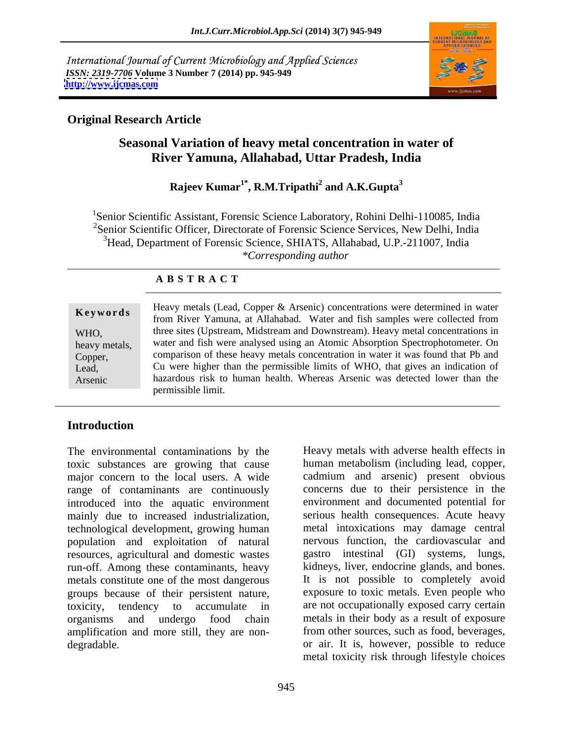International Journal of Current Microbiology and Applied Sciences
*ISSN: 2319-7706* **Volume 3 Number 7 (2014) pp. 945-949**
**http://www.ijcmas.com**

**Original Research Article**

# Seasonal Variation of heavy metal concentration in water of River Yamuna, Allahabad, Uttar Pradesh, India

**Rajeev Kumar[1*], R.M.Tripathi[2] and A.K.Gupta[3]**

[1]Senior Scientific Assistant, Forensic Science Laboratory, Rohini Delhi-110085, India
[2]Senior Scientific Officer, Directorate of Forensic Science Services, New Delhi, India
[3]Head, Department of Forensic Science, SHIATS, Allahabad, U.P.-211007, India
*\*Corresponding author*

**A B S T R A C T**

**Keywords**

WHO,
heavy metals,
Copper,
Lead,
Arsenic

Heavy metals (Lead, Copper & Arsenic) concentrations were determined in water from River Yamuna, at Allahabad. Water and fish samples were collected from three sites (Upstream, Midstream and Downstream). Heavy metal concentrations in water and fish were analysed using an Atomic Absorption Spectrophotometer. On comparison of these heavy metals concentration in water it was found that Pb and Cu were higher than the permissible limits of WHO, that gives an indication of hazardous risk to human health. Whereas Arsenic was detected lower than the permissible limit.

## Introduction

The environmental contaminations by the toxic substances are growing that cause major concern to the local users. A wide range of contaminants are continuously introduced into the aquatic environment mainly due to increased industrialization, technological development, growing human population and exploitation of natural resources, agricultural and domestic wastes run-off. Among these contaminants, heavy metals constitute one of the most dangerous groups because of their persistent nature, toxicity, tendency to accumulate in organisms and undergo food chain amplification and more still, they are non-degradable.

Heavy metals with adverse health effects in human metabolism (including lead, copper, cadmium and arsenic) present obvious concerns due to their persistence in the environment and documented potential for serious health consequences. Acute heavy metal intoxications may damage central nervous function, the cardiovascular and gastro intestinal (GI) systems, lungs, kidneys, liver, endocrine glands, and bones. It is not possible to completely avoid exposure to toxic metals. Even people who are not occupationally exposed carry certain metals in their body as a result of exposure from other sources, such as food, beverages, or air. It is, however, possible to reduce metal toxicity risk through lifestyle choices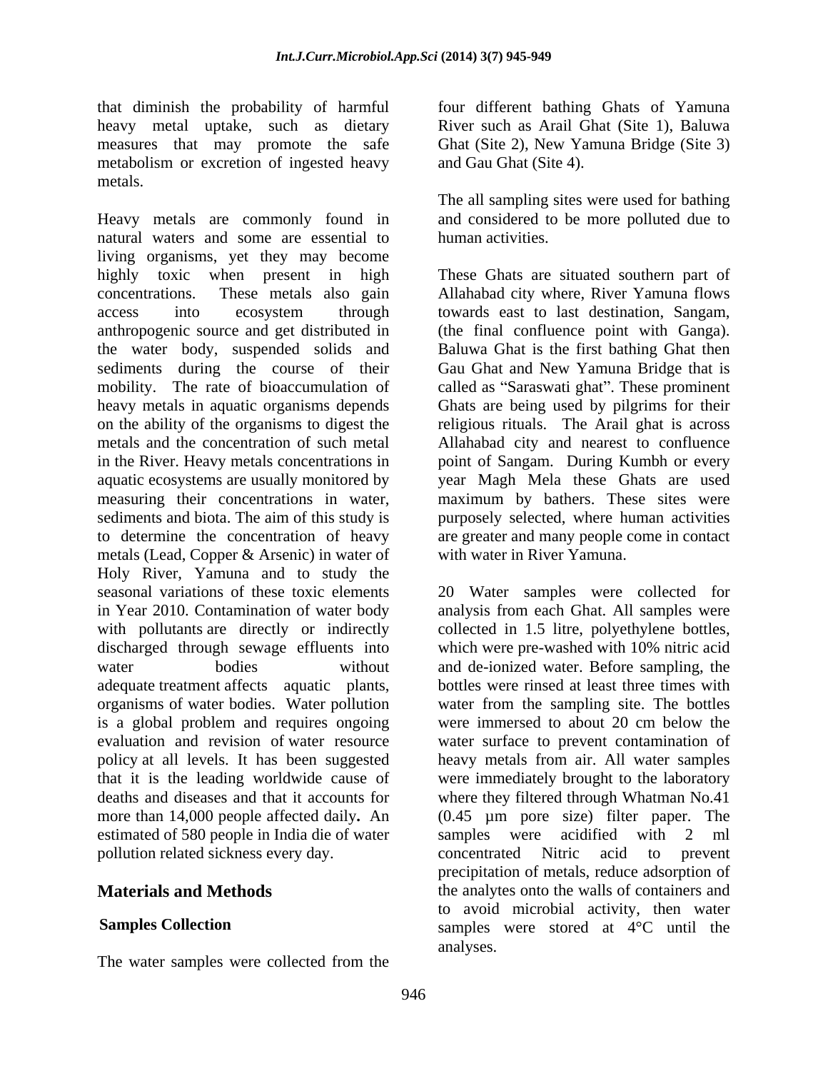that diminish the probability of harmful heavy metal uptake, such as dietary measures that may promote the safe metabolism or excretion of ingested heavy metals.

Heavy metals are commonly found in natural waters and some are essential to living organisms, yet they may become highly toxic when present in high concentrations. These metals also gain access into ecosystem through anthropogenic source and get distributed in the water body, suspended solids and sediments during the course of their mobility. The rate of bioaccumulation of heavy metals in aquatic organisms depends on the ability of the organisms to digest the metals and the concentration of such metal in the River. Heavy metals concentrations in aquatic ecosystems are usually monitored by measuring their concentrations in water, sediments and biota. The aim of this study is to determine the concentration of heavy metals (Lead, Copper & Arsenic) in water of Holy River, Yamuna and to study the seasonal variations of these toxic elements in Year 2010. Contamination of water body with pollutants are directly or indirectly discharged through sewage effluents into water bodies without adequate treatment affects aquatic plants, organisms of water bodies. Water pollution is a global problem and requires ongoing evaluation and revision of water resource policy at all levels. It has been suggested that it is the leading worldwide cause of deaths and diseases and that it accounts for more than 14,000 people affected daily**.** An estimated of 580 people in India die of water pollution related sickness every day.

## Materials and Methods

### Samples Collection

The water samples were collected from the four different bathing Ghats of Yamuna River such as Arail Ghat (Site 1), Baluwa Ghat (Site 2), New Yamuna Bridge (Site 3) and Gau Ghat (Site 4).

The all sampling sites were used for bathing and considered to be more polluted due to human activities.

These Ghats are situated southern part of Allahabad city where, River Yamuna flows towards east to last destination, Sangam, (the final confluence point with Ganga). Baluwa Ghat is the first bathing Ghat then Gau Ghat and New Yamuna Bridge that is called as "Saraswati ghat". These prominent Ghats are being used by pilgrims for their religious rituals. The Arail ghat is across Allahabad city and nearest to confluence point of Sangam. During Kumbh or every year Magh Mela these Ghats are used maximum by bathers. These sites were purposely selected, where human activities are greater and many people come in contact with water in River Yamuna.

20 Water samples were collected for analysis from each Ghat. All samples were collected in 1.5 litre, polyethylene bottles, which were pre-washed with 10% nitric acid and de-ionized water. Before sampling, the bottles were rinsed at least three times with water from the sampling site. The bottles were immersed to about 20 cm below the water surface to prevent contamination of heavy metals from air. All water samples were immediately brought to the laboratory where they filtered through Whatman No.41 (0.45 µm pore size) filter paper. The samples were acidified with 2 ml concentrated Nitric acid to prevent precipitation of metals, reduce adsorption of the analytes onto the walls of containers and to avoid microbial activity, then water samples were stored at 4°C until the analyses.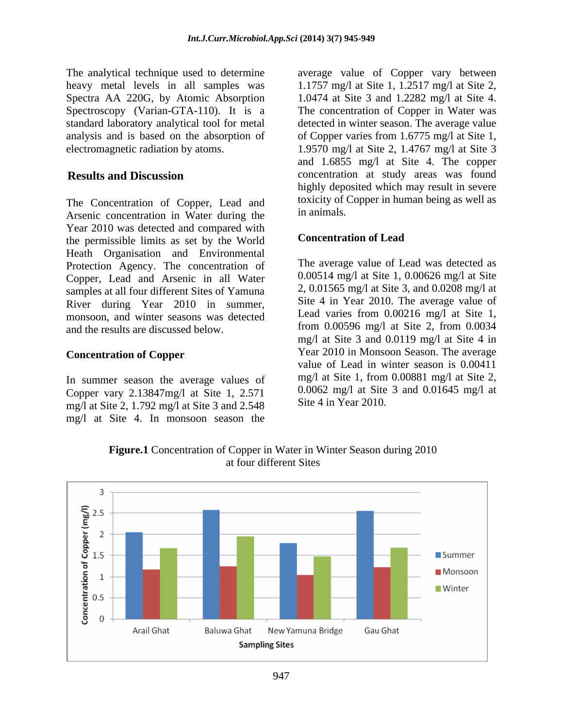The analytical technique used to determine heavy metal levels in all samples was Spectra AA 220G, by Atomic Absorption Spectroscopy (Varian-GTA-110). It is a standard laboratory analytical tool for metal analysis and is based on the absorption of electromagnetic radiation by atoms.

## Results and Discussion

The Concentration of Copper, Lead and Arsenic concentration in Water during the Year 2010 was detected and compared with the permissible limits as set by the World Heath Organisation and Environmental Protection Agency. The concentration of Copper, Lead and Arsenic in all Water samples at all four different Sites of Yamuna River during Year 2010 in summer, monsoon, and winter seasons was detected and the results are discussed below.

### Concentration of Copper

In summer season the average values of Copper vary 2.13847mg/l at Site 1, 2.571 mg/l at Site 2, 1.792 mg/l at Site 3 and 2.548 mg/l at Site 4. In monsoon season the average value of Copper vary between 1.1757 mg/l at Site 1, 1.2517 mg/l at Site 2, 1.0474 at Site 3 and 1.2282 mg/l at Site 4. The concentration of Copper in Water was detected in winter season. The average value of Copper varies from 1.6775 mg/l at Site 1, 1.9570 mg/l at Site 2, 1.4767 mg/l at Site 3 and 1.6855 mg/l at Site 4. The copper concentration at study areas was found highly deposited which may result in severe toxicity of Copper in human being as well as in animals.

### Concentration of Lead

The average value of Lead was detected as 0.00514 mg/l at Site 1, 0.00626 mg/l at Site 2, 0.01565 mg/l at Site 3, and 0.0208 mg/l at Site 4 in Year 2010. The average value of Lead varies from 0.00216 mg/l at Site 1, from 0.00596 mg/l at Site 2, from 0.0034 mg/l at Site 3 and 0.0119 mg/l at Site 4 in Year 2010 in Monsoon Season. The average value of Lead in winter season is 0.00411 mg/l at Site 1, from 0.00881 mg/l at Site 2, 0.0062 mg/l at Site 3 and 0.01645 mg/l at Site 4 in Year 2010.

**Figure.1** Concentration of Copper in Water in Winter Season during 2010 at four different Sites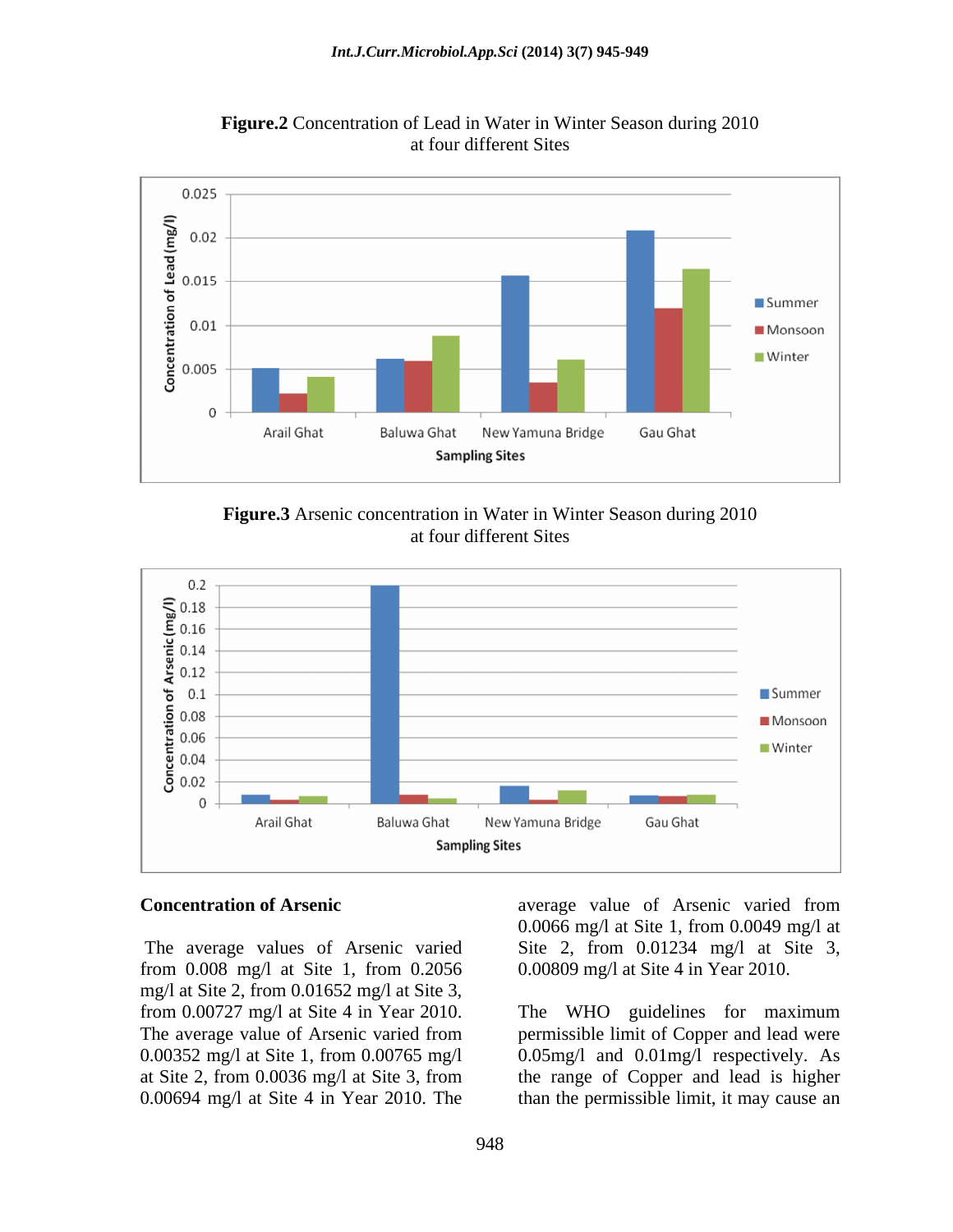**Figure.2** Concentration of Lead in Water in Winter Season during 2010 at four different Sites

**Figure.3** Arsenic concentration in Water in Winter Season during 2010 at four different Sites

**Concentration of Arsenic**

The average values of Arsenic varied from 0.008 mg/l at Site 1, from 0.2056 mg/l at Site 2, from 0.01652 mg/l at Site 3, from 0.00727 mg/l at Site 4 in Year 2010. The average value of Arsenic varied from 0.00352 mg/l at Site 1, from 0.00765 mg/l at Site 2, from 0.0036 mg/l at Site 3, from 0.00694 mg/l at Site 4 in Year 2010. The average value of Arsenic varied from 0.0066 mg/l at Site 1, from 0.0049 mg/l at Site 2, from 0.01234 mg/l at Site 3, 0.00809 mg/l at Site 4 in Year 2010.

The WHO guidelines for maximum permissible limit of Copper and lead were 0.05mg/l and 0.01mg/l respectively. As the range of Copper and lead is higher than the permissible limit, it may cause an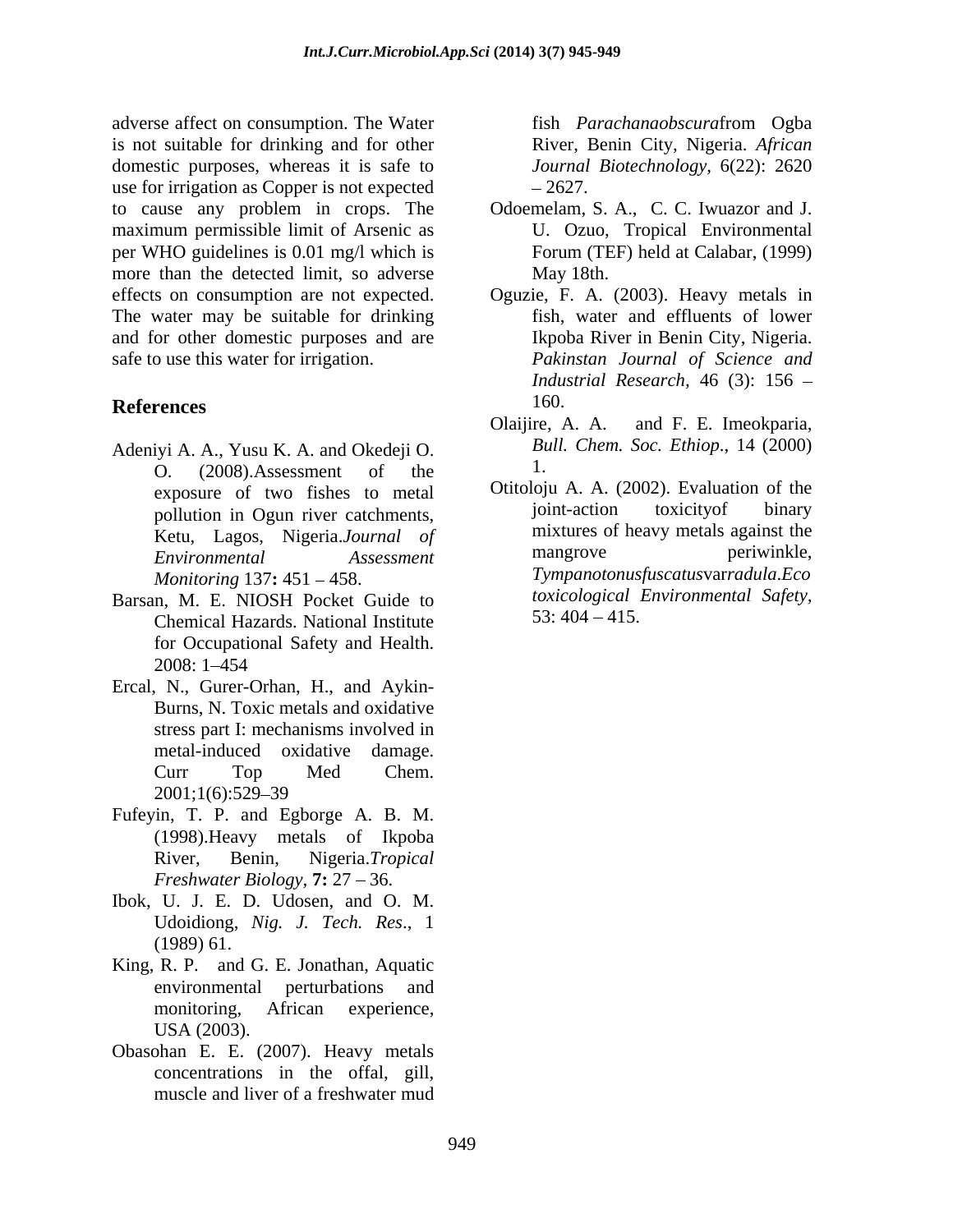adverse affect on consumption. The Water is not suitable for drinking and for other domestic purposes, whereas it is safe to use for irrigation as Copper is not expected to cause any problem in crops. The maximum permissible limit of Arsenic as per WHO guidelines is 0.01 mg/l which is more than the detected limit, so adverse effects on consumption are not expected. The water may be suitable for drinking and for other domestic purposes and are safe to use this water for irrigation.

## References

Adeniyi A. A., Yusu K. A. and Okedeji O. O. (2008).Assessment of the exposure of two fishes to metal pollution in Ogun river catchments, Ketu, Lagos, Nigeria.*Journal of Environmental Assessment Monitoring* 137**:** 451 – 458.

Barsan, M. E. NIOSH Pocket Guide to Chemical Hazards. National Institute for Occupational Safety and Health. 2008: 1–454

Ercal, N., Gurer-Orhan, H., and Aykin-Burns, N. Toxic metals and oxidative stress part I: mechanisms involved in metal-induced oxidative damage. Curr Top Med Chem. 2001;1(6):529–39

Fufeyin, T. P. and Egborge A. B. M. (1998).Heavy metals of Ikpoba River, Benin, Nigeria.*Tropical Freshwater Biology,* **7:** 27 – 36.

Ibok, U. J. E. D. Udosen, and O. M. Udoidiong, *Nig. J. Tech. Res*., 1 (1989) 61.

King, R. P. and G. E. Jonathan, Aquatic environmental perturbations and monitoring, African experience, USA (2003).

Obasohan E. E. (2007). Heavy metals concentrations in the offal, gill, muscle and liver of a freshwater mud fish *Parachanaobscura*from Ogba River, Benin City, Nigeria. *African Journal Biotechnology,* 6(22): 2620 – 2627.

Odoemelam, S. A., C. C. Iwuazor and J. U. Ozuo, Tropical Environmental Forum (TEF) held at Calabar, (1999) May 18th.

Oguzie, F. A. (2003). Heavy metals in fish, water and effluents of lower Ikpoba River in Benin City, Nigeria. *Pakinstan Journal of Science and Industrial Research*, 46 (3): 156 – 160.

Olaijire, A. A. and F. E. Imeokparia, *Bull. Chem. Soc. Ethiop*., 14 (2000) 1.

Otitoloju A. A. (2002). Evaluation of the joint-action toxicityof binary mixtures of heavy metals against the mangrove periwinkle, *Tympanotonusfuscatus*var*radula*.*Eco toxicological Environmental Safety*, 53: 404 – 415.